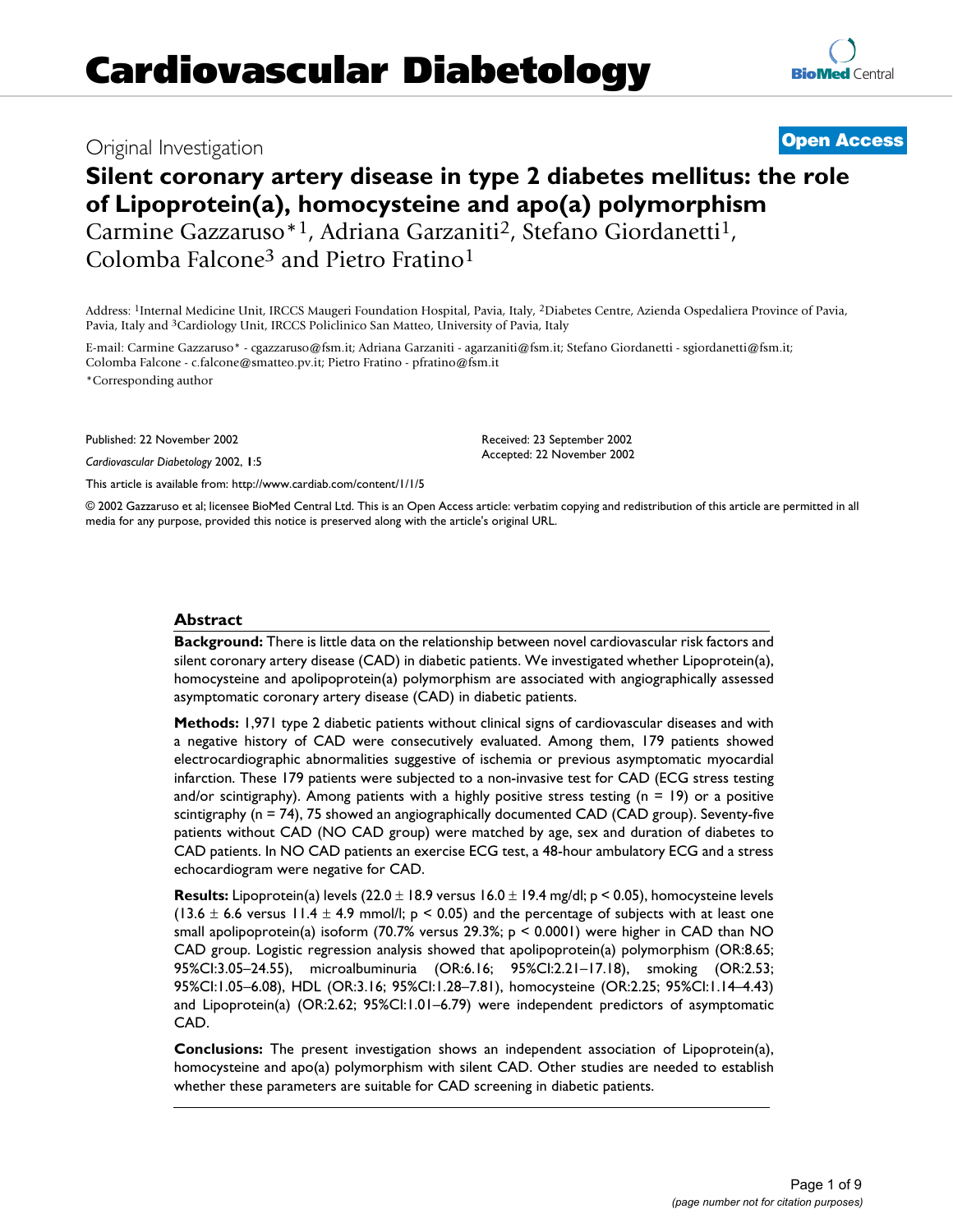# Cardiovascular Diabetology

Original Investigation

**Open Access**

## Silent coronary artery disease in type 2 diabetes mellitus: the role of Lipoprotein(a), homocysteine and apo(a) polymorphism

Carmine Gazzaruso*[1], Adriana Garzaniti[2], Stefano Giordanetti[1], Colomba Falcone[3] and Pietro Fratino[1]

Address: [1]Internal Medicine Unit, IRCCS Maugeri Foundation Hospital, Pavia, Italy, [2]Diabetes Centre, Azienda Ospedaliera Province of Pavia, Pavia, Italy and [3]Cardiology Unit, IRCCS Policlinico San Matteo, University of Pavia, Italy

E-mail: Carmine Gazzaruso* - cgazzaruso@fsm.it; Adriana Garzaniti - agarzaniti@fsm.it; Stefano Giordanetti - sgiordanetti@fsm.it; Colomba Falcone - c.falcone@smatteo.pv.it; Pietro Fratino - pfratino@fsm.it

*Corresponding author

Published: 22 November 2002

*Cardiovascular Diabetology* 2002, **1**:5

This article is available from: http://www.cardiab.com/content/1/1/5

Received: 23 September 2002
Accepted: 22 November 2002

© 2002 Gazzaruso et al; licensee BioMed Central Ltd. This is an Open Access article: verbatim copying and redistribution of this article are permitted in all media for any purpose, provided this notice is preserved along with the article's original URL.

### Abstract

**Background:** There is little data on the relationship between novel cardiovascular risk factors and silent coronary artery disease (CAD) in diabetic patients. We investigated whether Lipoprotein(a), homocysteine and apolipoprotein(a) polymorphism are associated with angiographically assessed asymptomatic coronary artery disease (CAD) in diabetic patients.

**Methods:** 1,971 type 2 diabetic patients without clinical signs of cardiovascular diseases and with a negative history of CAD were consecutively evaluated. Among them, 179 patients showed electrocardiographic abnormalities suggestive of ischemia or previous asymptomatic myocardial infarction. These 179 patients were subjected to a non-invasive test for CAD (ECG stress testing and/or scintigraphy). Among patients with a highly positive stress testing (n = 19) or a positive scintigraphy (n = 74), 75 showed an angiographically documented CAD (CAD group). Seventy-five patients without CAD (NO CAD group) were matched by age, sex and duration of diabetes to CAD patients. In NO CAD patients an exercise ECG test, a 48-hour ambulatory ECG and a stress echocardiogram were negative for CAD.

**Results:** Lipoprotein(a) levels (22.0 ± 18.9 versus 16.0 ± 19.4 mg/dl; $p < 0.05$), homocysteine levels (13.6 ± 6.6 versus 11.4 ± 4.9 mmol/l; $p < 0.05$) and the percentage of subjects with at least one small apolipoprotein(a) isoform (70.7% versus 29.3%; $p < 0.0001$) were higher in CAD than NO CAD group. Logistic regression analysis showed that apolipoprotein(a) polymorphism (OR:8.65; 95%CI:3.05–24.55), microalbuminuria (OR:6.16; 95%CI:2.21–17.18), smoking (OR:2.53; 95%CI:1.05–6.08), HDL (OR:3.16; 95%CI:1.28–7.81), homocysteine (OR:2.25; 95%CI:1.14–4.43) and Lipoprotein(a) (OR:2.62; 95%CI:1.01–6.79) were independent predictors of asymptomatic CAD.

**Conclusions:** The present investigation shows an independent association of Lipoprotein(a), homocysteine and apo(a) polymorphism with silent CAD. Other studies are needed to establish whether these parameters are suitable for CAD screening in diabetic patients.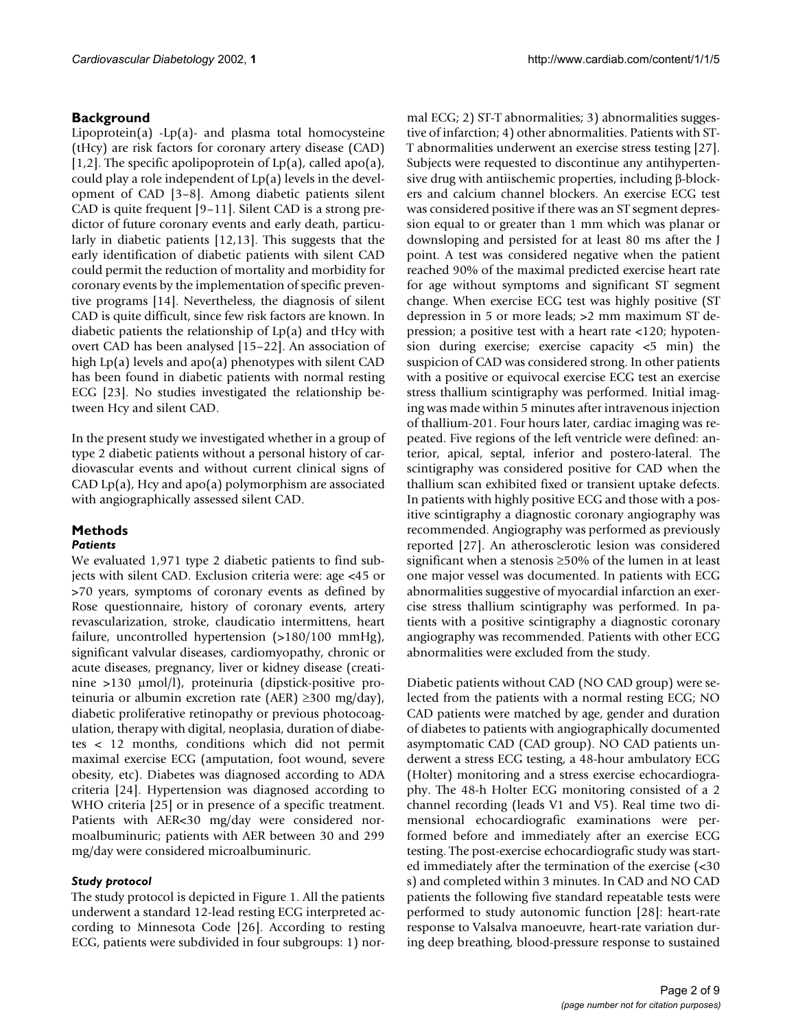## Background

Lipoprotein(a) -Lp(a)- and plasma total homocysteine (tHcy) are risk factors for coronary artery disease (CAD) [1,2]. The specific apolipoprotein of Lp(a), called apo(a), could play a role independent of Lp(a) levels in the development of CAD [3–8]. Among diabetic patients silent CAD is quite frequent [9–11]. Silent CAD is a strong predictor of future coronary events and early death, particularly in diabetic patients [12,13]. This suggests that the early identification of diabetic patients with silent CAD could permit the reduction of mortality and morbidity for coronary events by the implementation of specific preventive programs [14]. Nevertheless, the diagnosis of silent CAD is quite difficult, since few risk factors are known. In diabetic patients the relationship of Lp(a) and tHcy with overt CAD has been analysed [15–22]. An association of high Lp(a) levels and apo(a) phenotypes with silent CAD has been found in diabetic patients with normal resting ECG [23]. No studies investigated the relationship between Hcy and silent CAD.

In the present study we investigated whether in a group of type 2 diabetic patients without a personal history of cardiovascular events and without current clinical signs of CAD Lp(a), Hcy and apo(a) polymorphism are associated with angiographically assessed silent CAD.

## Methods

### *Patients*

We evaluated 1,971 type 2 diabetic patients to find subjects with silent CAD. Exclusion criteria were: age <45 or >70 years, symptoms of coronary events as defined by Rose questionnaire, history of coronary events, artery revascularization, stroke, claudicatio intermittens, heart failure, uncontrolled hypertension (>180/100 mmHg), significant valvular diseases, cardiomyopathy, chronic or acute diseases, pregnancy, liver or kidney disease (creatinine >130 μmol/l), proteinuria (dipstick-positive proteinuria or albumin excretion rate (AER) ≥300 mg/day), diabetic proliferative retinopathy or previous photocoagulation, therapy with digital, neoplasia, duration of diabetes < 12 months, conditions which did not permit maximal exercise ECG (amputation, foot wound, severe obesity, etc). Diabetes was diagnosed according to ADA criteria [24]. Hypertension was diagnosed according to WHO criteria [25] or in presence of a specific treatment. Patients with AER<30 mg/day were considered normoalbuminuric; patients with AER between 30 and 299 mg/day were considered microalbuminuric.

### *Study protocol*

The study protocol is depicted in Figure 1. All the patients underwent a standard 12-lead resting ECG interpreted according to Minnesota Code [26]. According to resting ECG, patients were subdivided in four subgroups: 1) normal ECG; 2) ST-T abnormalities; 3) abnormalities suggestive of infarction; 4) other abnormalities. Patients with ST-T abnormalities underwent an exercise stress testing [27]. Subjects were requested to discontinue any antihypertensive drug with antiischemic properties, including β-blockers and calcium channel blockers. An exercise ECG test was considered positive if there was an ST segment depression equal to or greater than 1 mm which was planar or downsloping and persisted for at least 80 ms after the J point. A test was considered negative when the patient reached 90% of the maximal predicted exercise heart rate for age without symptoms and significant ST segment change. When exercise ECG test was highly positive (ST depression in 5 or more leads; >2 mm maximum ST depression; a positive test with a heart rate <120; hypotension during exercise; exercise capacity <5 min) the suspicion of CAD was considered strong. In other patients with a positive or equivocal exercise ECG test an exercise stress thallium scintigraphy was performed. Initial imaging was made within 5 minutes after intravenous injection of thallium-201. Four hours later, cardiac imaging was repeated. Five regions of the left ventricle were defined: anterior, apical, septal, inferior and postero-lateral. The scintigraphy was considered positive for CAD when the thallium scan exhibited fixed or transient uptake defects. In patients with highly positive ECG and those with a positive scintigraphy a diagnostic coronary angiography was recommended. Angiography was performed as previously reported [27]. An atherosclerotic lesion was considered significant when a stenosis ≥50% of the lumen in at least one major vessel was documented. In patients with ECG abnormalities suggestive of myocardial infarction an exercise stress thallium scintigraphy was performed. In patients with a positive scintigraphy a diagnostic coronary angiography was recommended. Patients with other ECG abnormalities were excluded from the study.

Diabetic patients without CAD (NO CAD group) were selected from the patients with a normal resting ECG; NO CAD patients were matched by age, gender and duration of diabetes to patients with angiographically documented asymptomatic CAD (CAD group). NO CAD patients underwent a stress ECG testing, a 48-hour ambulatory ECG (Holter) monitoring and a stress exercise echocardiography. The 48-h Holter ECG monitoring consisted of a 2 channel recording (leads V1 and V5). Real time two dimensional echocardiografic examinations were performed before and immediately after an exercise ECG testing. The post-exercise echocardiografic study was started immediately after the termination of the exercise (<30 s) and completed within 3 minutes. In CAD and NO CAD patients the following five standard repeatable tests were performed to study autonomic function [28]: heart-rate response to Valsalva manoeuvre, heart-rate variation during deep breathing, blood-pressure response to sustained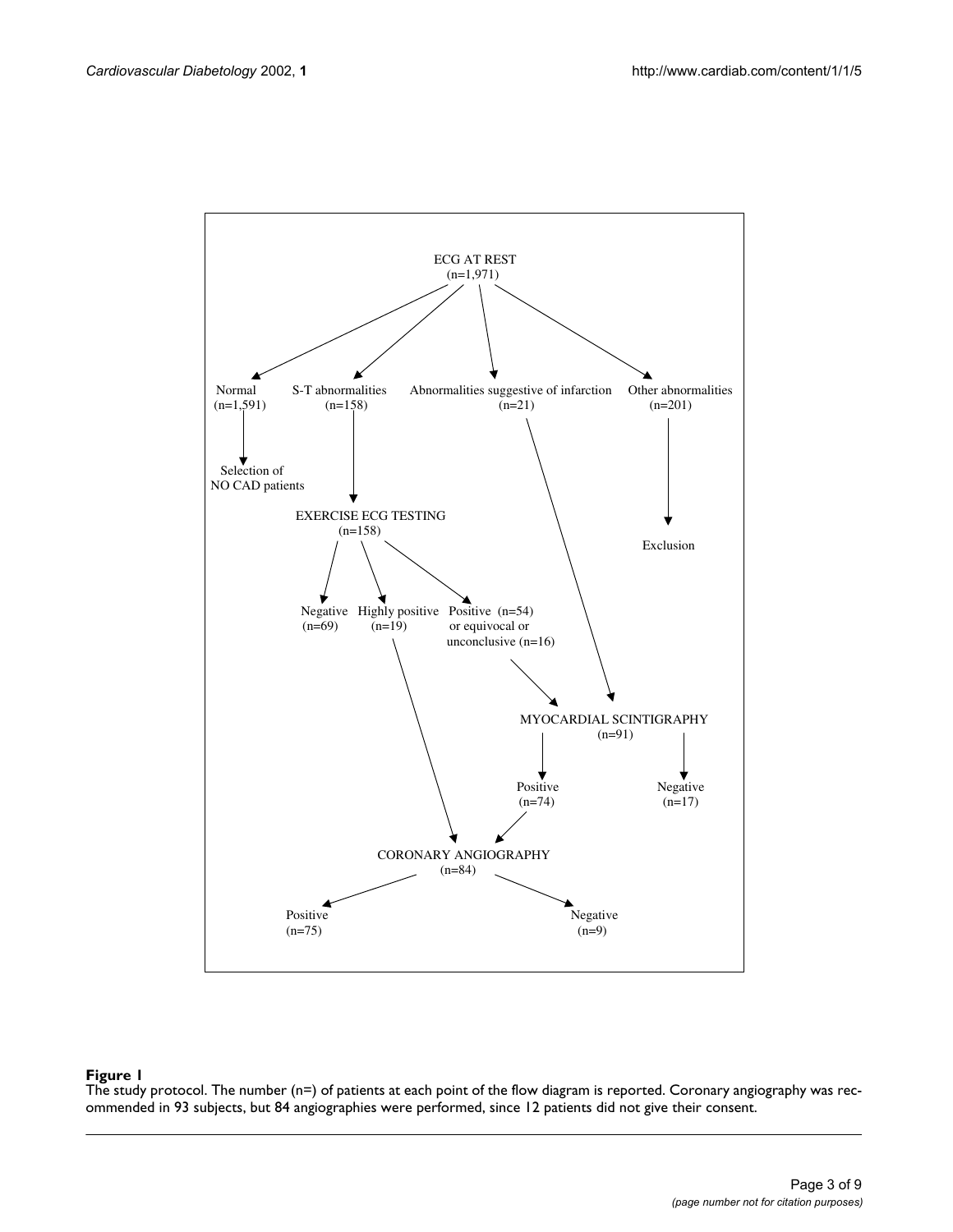ECG AT REST
(n=1,971)

Normal
(n=1,591)

S-T abnormalities
(n=158)

Abnormalities suggestive of infarction
(n=21)

Other abnormalities
(n=201)

Selection of
NO CAD patients

EXERCISE ECG TESTING
(n=158)

Exclusion

Negative
(n=69)

Highly positive
(n=19)

Positive (n=54)
or equivocal or
unconclusive (n=16)

MYOCARDIAL SCINTIGRAPHY
(n=91)

Positive
(n=74)

Negative
(n=17)

CORONARY ANGIOGRAPHY
(n=84)

Positive
(n=75)

Negative
(n=9)

**Figure 1**
The study protocol. The number (n=) of patients at each point of the flow diagram is reported. Coronary angiography was recommended in 93 subjects, but 84 angiographies were performed, since 12 patients did not give their consent.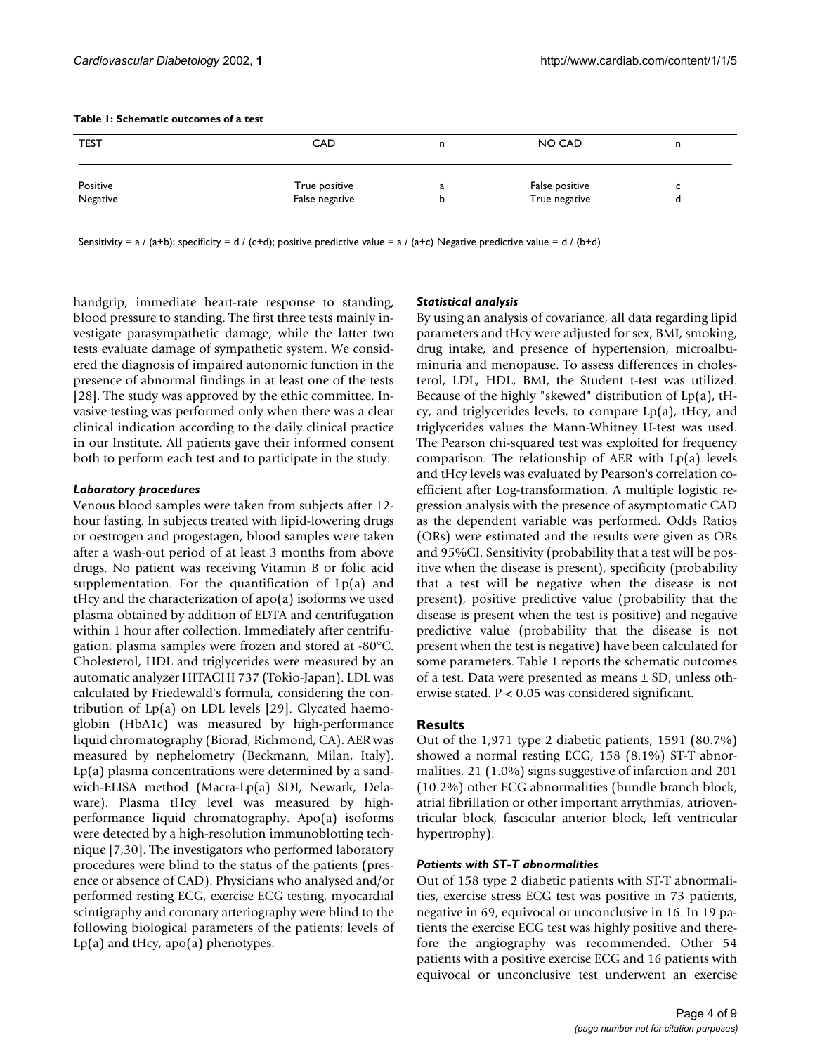**Table 1: Schematic outcomes of a test**

| TEST | CAD | n | NO CAD | n |
| --- | --- | --- | --- | --- |
| Positive | True positive | a | False positive | c |
| Negative | False negative | b | True negative | d |

Sensitivity = a / (a+b); specificity = d / (c+d); positive predictive value = a / (a+c) Negative predictive value = d / (b+d)

handgrip, immediate heart-rate response to standing, blood pressure to standing. The first three tests mainly investigate parasympathetic damage, while the latter two tests evaluate damage of sympathetic system. We considered the diagnosis of impaired autonomic function in the presence of abnormal findings in at least one of the tests [28]. The study was approved by the ethic committee. Invasive testing was performed only when there was a clear clinical indication according to the daily clinical practice in our Institute. All patients gave their informed consent both to perform each test and to participate in the study.

### *Laboratory procedures*

Venous blood samples were taken from subjects after 12-hour fasting. In subjects treated with lipid-lowering drugs or oestrogen and progestagen, blood samples were taken after a wash-out period of at least 3 months from above drugs. No patient was receiving Vitamin B or folic acid supplementation. For the quantification of Lp(a) and tHcy and the characterization of apo(a) isoforms we used plasma obtained by addition of EDTA and centrifugation within 1 hour after collection. Immediately after centrifugation, plasma samples were frozen and stored at -80°C. Cholesterol, HDL and triglycerides were measured by an automatic analyzer HITACHI 737 (Tokio-Japan). LDL was calculated by Friedewald's formula, considering the contribution of Lp(a) on LDL levels [29]. Glycated haemoglobin (HbA1c) was measured by high-performance liquid chromatography (Biorad, Richmond, CA). AER was measured by nephelometry (Beckmann, Milan, Italy). Lp(a) plasma concentrations were determined by a sandwich-ELISA method (Macra-Lp(a) SDI, Newark, Delaware). Plasma tHcy level was measured by high-performance liquid chromatography. Apo(a) isoforms were detected by a high-resolution immunoblotting technique [7,30]. The investigators who performed laboratory procedures were blind to the status of the patients (presence or absence of CAD). Physicians who analysed and/or performed resting ECG, exercise ECG testing, myocardial scintigraphy and coronary arteriography were blind to the following biological parameters of the patients: levels of Lp(a) and tHcy, apo(a) phenotypes.

### *Statistical analysis*

By using an analysis of covariance, all data regarding lipid parameters and tHcy were adjusted for sex, BMI, smoking, drug intake, and presence of hypertension, microalbuminuria and menopause. To assess differences in cholesterol, LDL, HDL, BMI, the Student t-test was utilized. Because of the highly "skewed" distribution of Lp(a), tHcy, and triglycerides levels, to compare Lp(a), tHcy, and triglycerides values the Mann-Whitney U-test was used. The Pearson chi-squared test was exploited for frequency comparison. The relationship of AER with Lp(a) levels and tHcy levels was evaluated by Pearson's correlation coefficient after Log-transformation. A multiple logistic regression analysis with the presence of asymptomatic CAD as the dependent variable was performed. Odds Ratios (ORs) were estimated and the results were given as ORs and 95%CI. Sensitivity (probability that a test will be positive when the disease is present), specificity (probability that a test will be negative when the disease is not present), positive predictive value (probability that the disease is present when the test is positive) and negative predictive value (probability that the disease is not present when the test is negative) have been calculated for some parameters. Table 1 reports the schematic outcomes of a test. Data were presented as means ± SD, unless otherwise stated. $P < 0.05$ was considered significant.

## Results

Out of the 1,971 type 2 diabetic patients, 1591 (80.7%) showed a normal resting ECG, 158 (8.1%) ST-T abnormalities, 21 (1.0%) signs suggestive of infarction and 201 (10.2%) other ECG abnormalities (bundle branch block, atrial fibrillation or other important arrythmias, atrioventricular block, fascicular anterior block, left ventricular hypertrophy).

### *Patients with ST-T abnormalities*

Out of 158 type 2 diabetic patients with ST-T abnormalities, exercise stress ECG test was positive in 73 patients, negative in 69, equivocal or unconclusive in 16. In 19 patients the exercise ECG test was highly positive and therefore the angiography was recommended. Other 54 patients with a positive exercise ECG and 16 patients with equivocal or unconclusive test underwent an exercise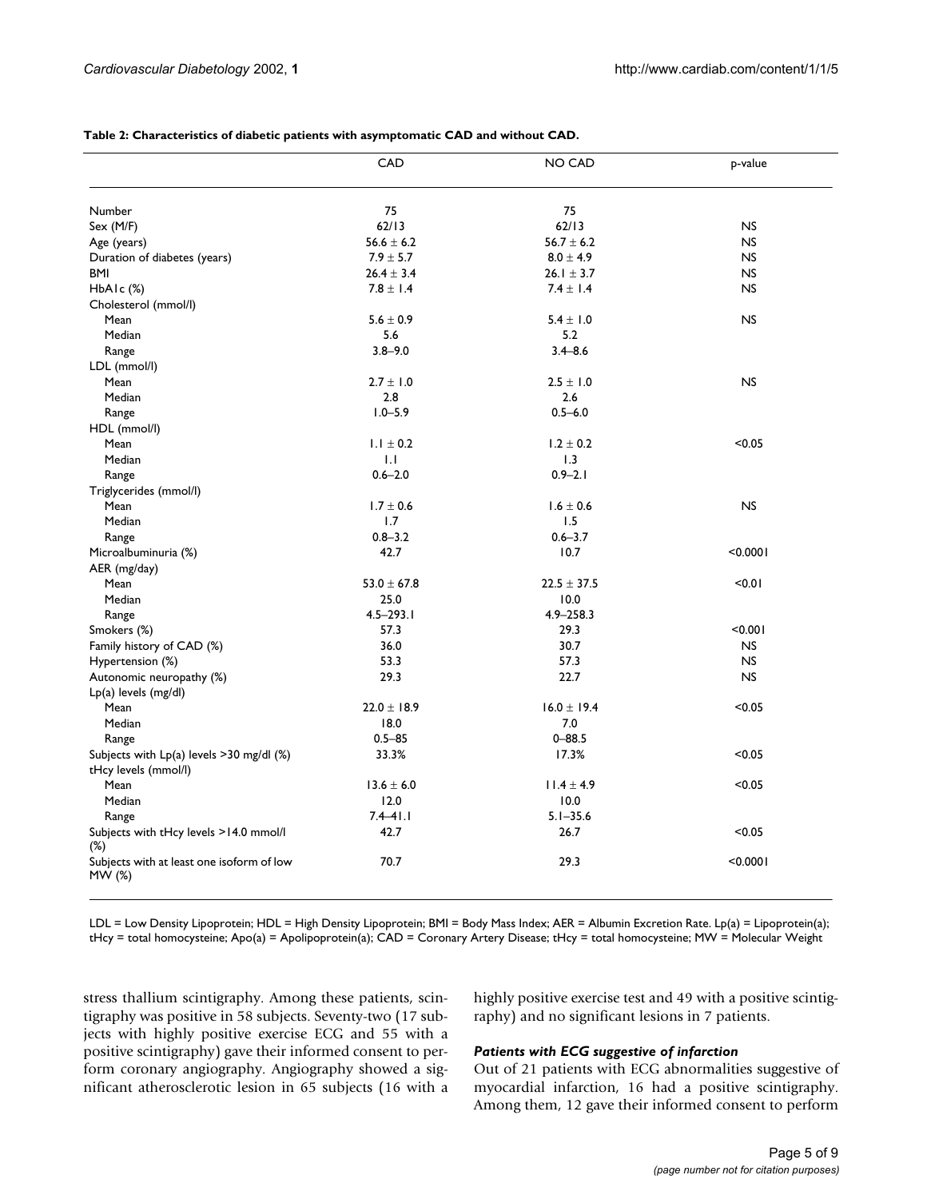**Table 2: Characteristics of diabetic patients with asymptomatic CAD and without CAD.**

| | CAD | NO CAD | p-value |
|---|---|---|---|
| Number | 75 | 75 | |
| Sex (M/F) | 62/13 | 62/13 | NS |
| Age (years) | 56.6 ± 6.2 | 56.7 ± 6.2 | NS |
| Duration of diabetes (years) | 7.9 ± 5.7 | 8.0 ± 4.9 | NS |
| BMI | 26.4 ± 3.4 | 26.1 ± 3.7 | NS |
| HbA1c (%) | 7.8 ± 1.4 | 7.4 ± 1.4 | NS |
| Cholesterol (mmol/l) | | | |
| Mean | 5.6 ± 0.9 | 5.4 ± 1.0 | NS |
| Median | 5.6 | 5.2 | |
| Range | 3.8–9.0 | 3.4–8.6 | |
| LDL (mmol/l) | | | |
| Mean | 2.7 ± 1.0 | 2.5 ± 1.0 | NS |
| Median | 2.8 | 2.6 | |
| Range | 1.0–5.9 | 0.5–6.0 | |
| HDL (mmol/l) | | | |
| Mean | 1.1 ± 0.2 | 1.2 ± 0.2 | <0.05 |
| Median | 1.1 | 1.3 | |
| Range | 0.6–2.0 | 0.9–2.1 | |
| Triglycerides (mmol/l) | | | |
| Mean | 1.7 ± 0.6 | 1.6 ± 0.6 | NS |
| Median | 1.7 | 1.5 | |
| Range | 0.8–3.2 | 0.6–3.7 | |
| Microalbuminuria (%) | 42.7 | 10.7 | <0.0001 |
| AER (mg/day) | | | |
| Mean | 53.0 ± 67.8 | 22.5 ± 37.5 | <0.01 |
| Median | 25.0 | 10.0 | |
| Range | 4.5–293.1 | 4.9–258.3 | |
| Smokers (%) | 57.3 | 29.3 | <0.001 |
| Family history of CAD (%) | 36.0 | 30.7 | NS |
| Hypertension (%) | 53.3 | 57.3 | NS |
| Autonomic neuropathy (%) | 29.3 | 22.7 | NS |
| Lp(a) levels (mg/dl) | | | |
| Mean | 22.0 ± 18.9 | 16.0 ± 19.4 | <0.05 |
| Median | 18.0 | 7.0 | |
| Range | 0.5–85 | 0–88.5 | |
| Subjects with Lp(a) levels >30 mg/dl (%) | 33.3% | 17.3% | <0.05 |
| tHcy levels (mmol/l) | | | |
| Mean | 13.6 ± 6.0 | 11.4 ± 4.9 | <0.05 |
| Median | 12.0 | 10.0 | |
| Range | 7.4–41.1 | 5.1–35.6 | |
| Subjects with tHcy levels >14.0 mmol/l (%) | 42.7 | 26.7 | <0.05 |
| Subjects with at least one isoform of low MW (%) | 70.7 | 29.3 | <0.0001 |

LDL = Low Density Lipoprotein; HDL = High Density Lipoprotein; BMI = Body Mass Index; AER = Albumin Excretion Rate. Lp(a) = Lipoprotein(a); tHcy = total homocysteine; Apo(a) = Apolipoprotein(a); CAD = Coronary Artery Disease; tHcy = total homocysteine; MW = Molecular Weight

stress thallium scintigraphy. Among these patients, scintigraphy was positive in 58 subjects. Seventy-two (17 subjects with highly positive exercise ECG and 55 with a positive scintigraphy) gave their informed consent to perform coronary angiography. Angiography showed a significant atherosclerotic lesion in 65 subjects (16 with a highly positive exercise test and 49 with a positive scintigraphy) and no significant lesions in 7 patients.

### *Patients with ECG suggestive of infarction*

Out of 21 patients with ECG abnormalities suggestive of myocardial infarction, 16 had a positive scintigraphy. Among them, 12 gave their informed consent to perform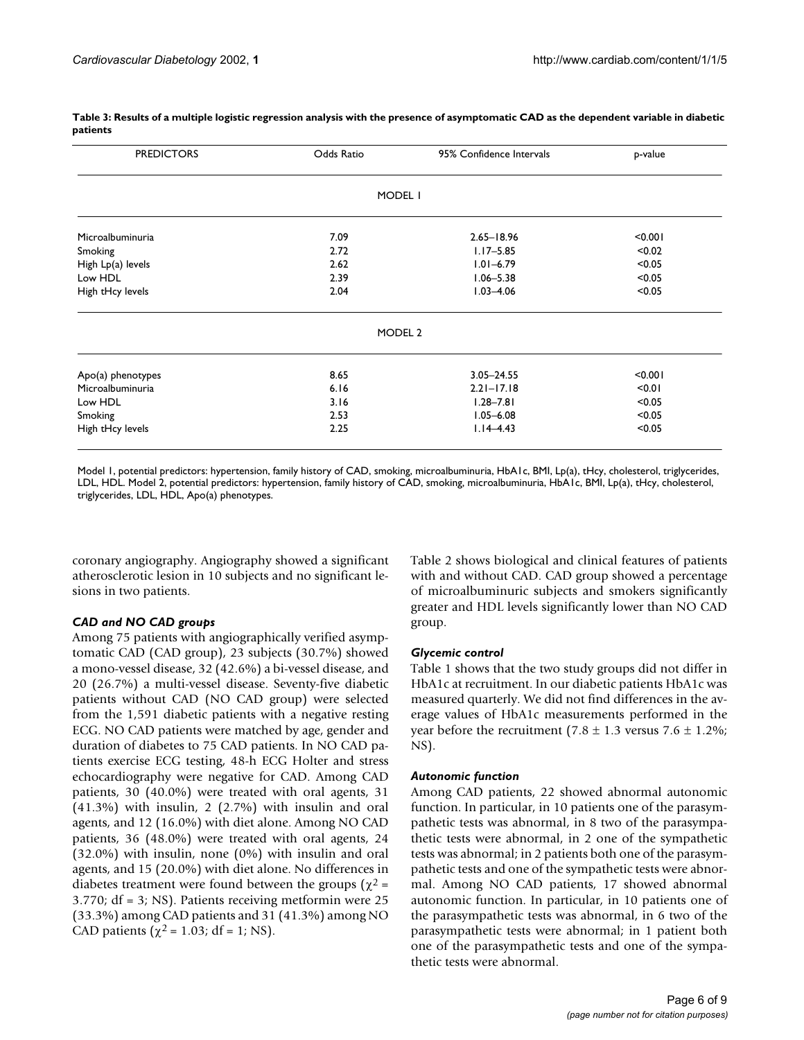**Table 3: Results of a multiple logistic regression analysis with the presence of asymptomatic CAD as the dependent variable in diabetic patients**

| PREDICTORS | Odds Ratio | 95% Confidence Intervals | p-value |
| --- | --- | --- | --- |
| | MODEL 1 | | |
| Microalbuminuria | 7.09 | 2.65–18.96 | <0.001 |
| Smoking | 2.72 | 1.17–5.85 | <0.02 |
| High Lp(a) levels | 2.62 | 1.01–6.79 | <0.05 |
| Low HDL | 2.39 | 1.06–5.38 | <0.05 |
| High tHcy levels | 2.04 | 1.03–4.06 | <0.05 |
| | MODEL 2 | | |
| Apo(a) phenotypes | 8.65 | 3.05–24.55 | <0.001 |
| Microalbuminuria | 6.16 | 2.21–17.18 | <0.01 |
| Low HDL | 3.16 | 1.28–7.81 | <0.05 |
| Smoking | 2.53 | 1.05–6.08 | <0.05 |
| High tHcy levels | 2.25 | 1.14–4.43 | <0.05 |

Model 1, potential predictors: hypertension, family history of CAD, smoking, microalbuminuria, HbA1c, BMI, Lp(a), tHcy, cholesterol, triglycerides, LDL, HDL. Model 2, potential predictors: hypertension, family history of CAD, smoking, microalbuminuria, HbA1c, BMI, Lp(a), tHcy, cholesterol, triglycerides, LDL, HDL, Apo(a) phenotypes.

coronary angiography. Angiography showed a significant atherosclerotic lesion in 10 subjects and no significant lesions in two patients.

### *CAD and NO CAD groups*

Among 75 patients with angiographically verified asymptomatic CAD (CAD group), 23 subjects (30.7%) showed a mono-vessel disease, 32 (42.6%) a bi-vessel disease, and 20 (26.7%) a multi-vessel disease. Seventy-five diabetic patients without CAD (NO CAD group) were selected from the 1,591 diabetic patients with a negative resting ECG. NO CAD patients were matched by age, gender and duration of diabetes to 75 CAD patients. In NO CAD patients exercise ECG testing, 48-h ECG Holter and stress echocardiography were negative for CAD. Among CAD patients, 30 (40.0%) were treated with oral agents, 31 (41.3%) with insulin, 2 (2.7%) with insulin and oral agents, and 12 (16.0%) with diet alone. Among NO CAD patients, 36 (48.0%) were treated with oral agents, 24 (32.0%) with insulin, none (0%) with insulin and oral agents, and 15 (20.0%) with diet alone. No differences in diabetes treatment were found between the groups ($\chi^2$ = 3.770; df = 3; NS). Patients receiving metformin were 25 (33.3%) among CAD patients and 31 (41.3%) among NO CAD patients ($\chi^2$ = 1.03; df = 1; NS).

Table 2 shows biological and clinical features of patients with and without CAD. CAD group showed a percentage of microalbuminuric subjects and smokers significantly greater and HDL levels significantly lower than NO CAD group.

### *Glycemic control*

Table 1 shows that the two study groups did not differ in HbA1c at recruitment. In our diabetic patients HbA1c was measured quarterly. We did not find differences in the average values of HbA1c measurements performed in the year before the recruitment (7.8 ± 1.3 versus 7.6 ± 1.2%; NS).

### *Autonomic function*

Among CAD patients, 22 showed abnormal autonomic function. In particular, in 10 patients one of the parasympathetic tests was abnormal, in 8 two of the parasympathetic tests were abnormal, in 2 one of the sympathetic tests was abnormal; in 2 patients both one of the parasympathetic tests and one of the sympathetic tests were abnormal. Among NO CAD patients, 17 showed abnormal autonomic function. In particular, in 10 patients one of the parasympathetic tests was abnormal, in 6 two of the parasympathetic tests were abnormal; in 1 patient both one of the parasympathetic tests and one of the sympathetic tests were abnormal.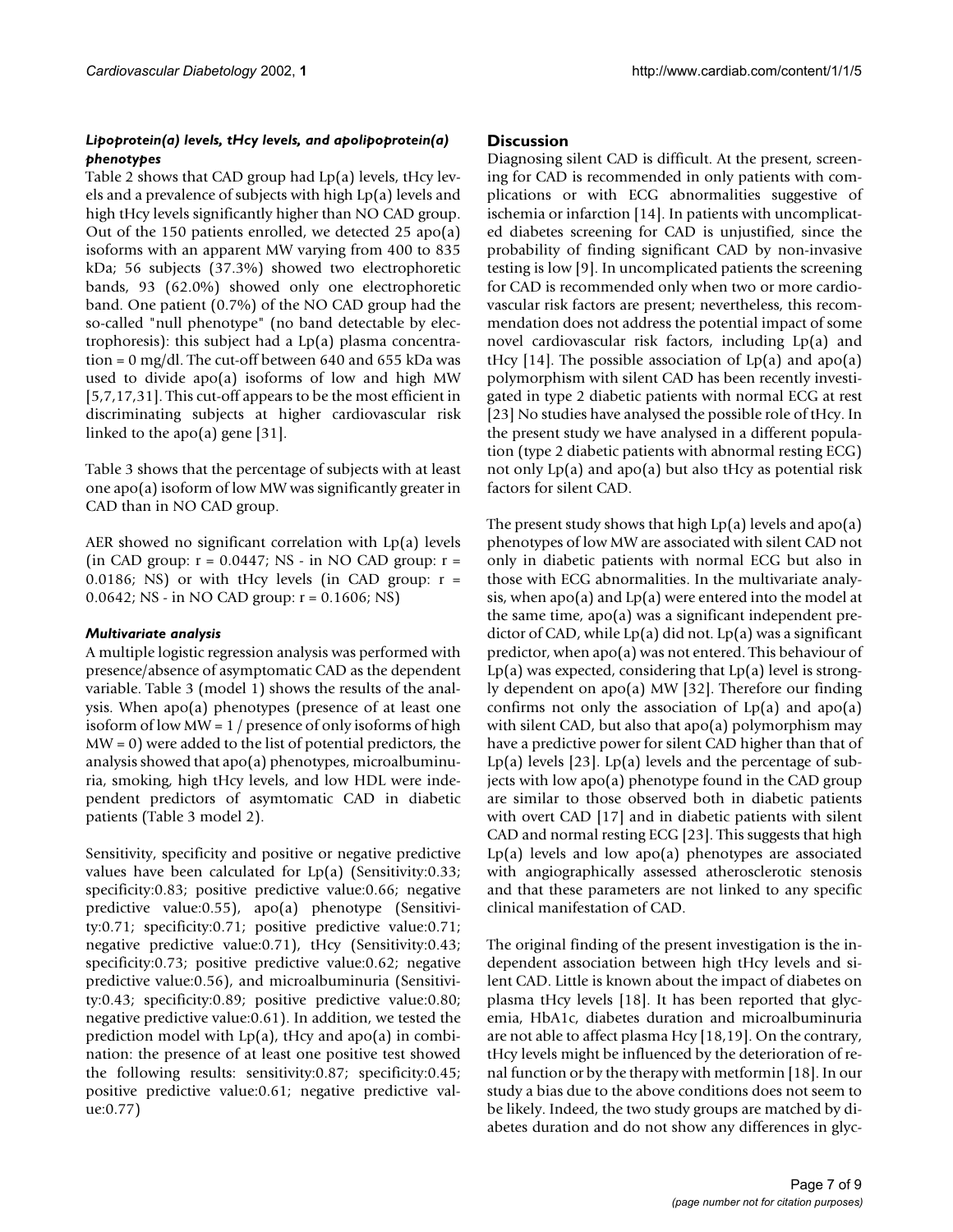### *Lipoprotein(a) levels, tHcy levels, and apolipoprotein(a) phenotypes*

Table 2 shows that CAD group had Lp(a) levels, tHcy levels and a prevalence of subjects with high Lp(a) levels and high tHcy levels significantly higher than NO CAD group. Out of the 150 patients enrolled, we detected 25 apo(a) isoforms with an apparent MW varying from 400 to 835 kDa; 56 subjects (37.3%) showed two electrophoretic bands, 93 (62.0%) showed only one electrophoretic band. One patient (0.7%) of the NO CAD group had the so-called "null phenotype" (no band detectable by electrophoresis): this subject had a Lp(a) plasma concentration = 0 mg/dl. The cut-off between 640 and 655 kDa was used to divide apo(a) isoforms of low and high MW [5,7,17,31]. This cut-off appears to be the most efficient in discriminating subjects at higher cardiovascular risk linked to the apo(a) gene [31].

Table 3 shows that the percentage of subjects with at least one apo(a) isoform of low MW was significantly greater in CAD than in NO CAD group.

AER showed no significant correlation with Lp(a) levels (in CAD group: $r = 0.0447$; NS - in NO CAD group: $r = 0.0186$; NS) or with tHcy levels (in CAD group: $r = 0.0642$; NS - in NO CAD group: $r = 0.1606$; NS)

### *Multivariate analysis*

A multiple logistic regression analysis was performed with presence/absence of asymptomatic CAD as the dependent variable. Table 3 (model 1) shows the results of the analysis. When apo(a) phenotypes (presence of at least one isoform of low MW = 1 / presence of only isoforms of high MW = 0) were added to the list of potential predictors, the analysis showed that apo(a) phenotypes, microalbuminuria, smoking, high tHcy levels, and low HDL were independent predictors of asymtomatic CAD in diabetic patients (Table 3 model 2).

Sensitivity, specificity and positive or negative predictive values have been calculated for Lp(a) (Sensitivity:0.33; specificity:0.83; positive predictive value:0.66; negative predictive value:0.55), apo(a) phenotype (Sensitivity:0.71; specificity:0.71; positive predictive value:0.71; negative predictive value:0.71), tHcy (Sensitivity:0.43; specificity:0.73; positive predictive value:0.62; negative predictive value:0.56), and microalbuminuria (Sensitivity:0.43; specificity:0.89; positive predictive value:0.80; negative predictive value:0.61). In addition, we tested the prediction model with Lp(a), tHcy and apo(a) in combination: the presence of at least one positive test showed the following results: sensitivity:0.87; specificity:0.45; positive predictive value:0.61; negative predictive value:0.77)

## Discussion

Diagnosing silent CAD is difficult. At the present, screening for CAD is recommended in only patients with complications or with ECG abnormalities suggestive of ischemia or infarction [14]. In patients with uncomplicated diabetes screening for CAD is unjustified, since the probability of finding significant CAD by non-invasive testing is low [9]. In uncomplicated patients the screening for CAD is recommended only when two or more cardiovascular risk factors are present; nevertheless, this recommendation does not address the potential impact of some novel cardiovascular risk factors, including Lp(a) and tHcy [14]. The possible association of Lp(a) and apo(a) polymorphism with silent CAD has been recently investigated in type 2 diabetic patients with normal ECG at rest [23] No studies have analysed the possible role of tHcy. In the present study we have analysed in a different population (type 2 diabetic patients with abnormal resting ECG) not only Lp(a) and apo(a) but also tHcy as potential risk factors for silent CAD.

The present study shows that high Lp(a) levels and apo(a) phenotypes of low MW are associated with silent CAD not only in diabetic patients with normal ECG but also in those with ECG abnormalities. In the multivariate analysis, when apo(a) and Lp(a) were entered into the model at the same time, apo(a) was a significant independent predictor of CAD, while Lp(a) did not. Lp(a) was a significant predictor, when apo(a) was not entered. This behaviour of Lp(a) was expected, considering that Lp(a) level is strongly dependent on apo(a) MW [32]. Therefore our finding confirms not only the association of Lp(a) and apo(a) with silent CAD, but also that apo(a) polymorphism may have a predictive power for silent CAD higher than that of Lp(a) levels [23]. Lp(a) levels and the percentage of subjects with low apo(a) phenotype found in the CAD group are similar to those observed both in diabetic patients with overt CAD [17] and in diabetic patients with silent CAD and normal resting ECG [23]. This suggests that high Lp(a) levels and low apo(a) phenotypes are associated with angiographically assessed atherosclerotic stenosis and that these parameters are not linked to any specific clinical manifestation of CAD.

The original finding of the present investigation is the independent association between high tHcy levels and silent CAD. Little is known about the impact of diabetes on plasma tHcy levels [18]. It has been reported that glycemia, HbA1c, diabetes duration and microalbuminuria are not able to affect plasma Hcy [18,19]. On the contrary, tHcy levels might be influenced by the deterioration of renal function or by the therapy with metformin [18]. In our study a bias due to the above conditions does not seem to be likely. Indeed, the two study groups are matched by diabetes duration and do not show any differences in glyc-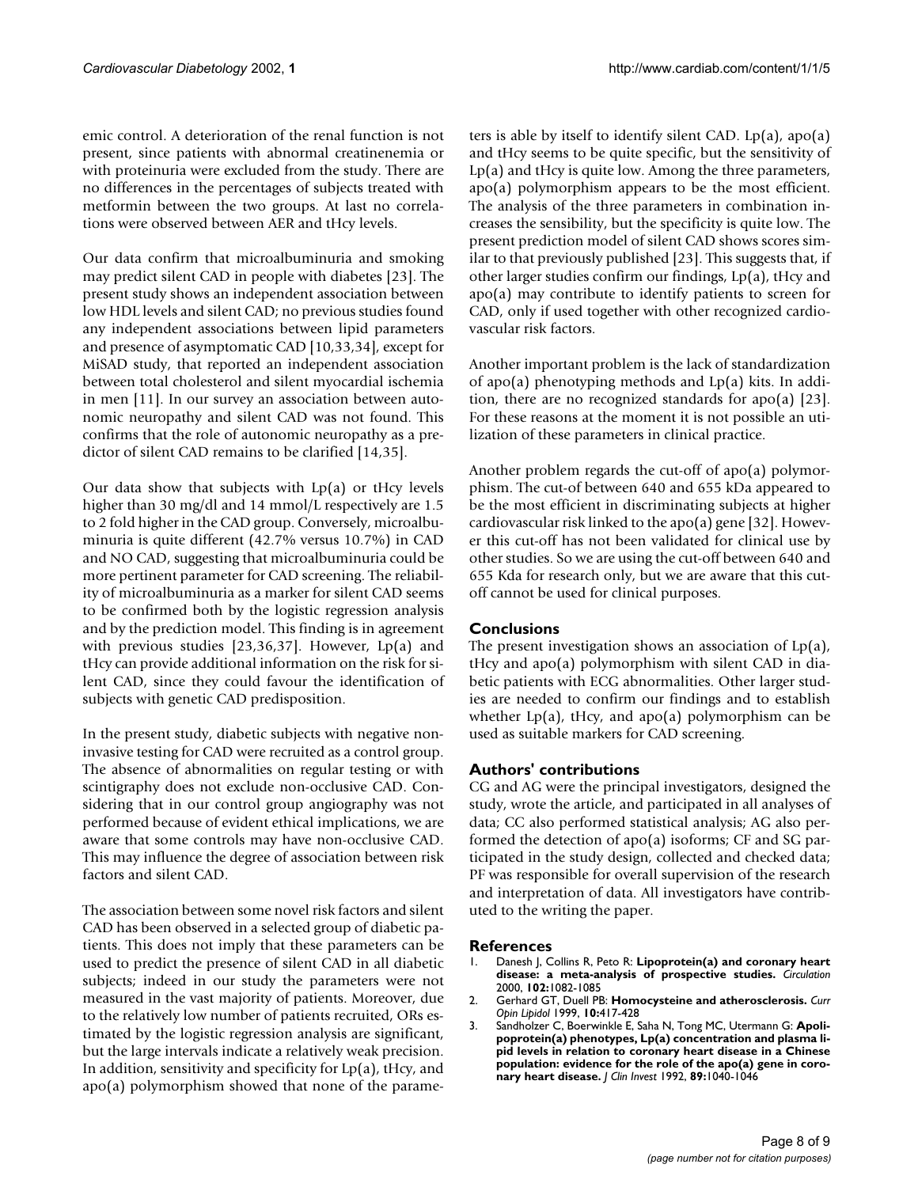emic control. A deterioration of the renal function is not present, since patients with abnormal creatinenemia or with proteinuria were excluded from the study. There are no differences in the percentages of subjects treated with metformin between the two groups. At last no correlations were observed between AER and tHcy levels.

Our data confirm that microalbuminuria and smoking may predict silent CAD in people with diabetes [23]. The present study shows an independent association between low HDL levels and silent CAD; no previous studies found any independent associations between lipid parameters and presence of asymptomatic CAD [10,33,34], except for MiSAD study, that reported an independent association between total cholesterol and silent myocardial ischemia in men [11]. In our survey an association between autonomic neuropathy and silent CAD was not found. This confirms that the role of autonomic neuropathy as a predictor of silent CAD remains to be clarified [14,35].

Our data show that subjects with Lp(a) or tHcy levels higher than 30 mg/dl and 14 mmol/L respectively are 1.5 to 2 fold higher in the CAD group. Conversely, microalbuminuria is quite different (42.7% versus 10.7%) in CAD and NO CAD, suggesting that microalbuminuria could be more pertinent parameter for CAD screening. The reliability of microalbuminuria as a marker for silent CAD seems to be confirmed both by the logistic regression analysis and by the prediction model. This finding is in agreement with previous studies [23,36,37]. However, Lp(a) and tHcy can provide additional information on the risk for silent CAD, since they could favour the identification of subjects with genetic CAD predisposition.

In the present study, diabetic subjects with negative non-invasive testing for CAD were recruited as a control group. The absence of abnormalities on regular testing or with scintigraphy does not exclude non-occlusive CAD. Considering that in our control group angiography was not performed because of evident ethical implications, we are aware that some controls may have non-occlusive CAD. This may influence the degree of association between risk factors and silent CAD.

The association between some novel risk factors and silent CAD has been observed in a selected group of diabetic patients. This does not imply that these parameters can be used to predict the presence of silent CAD in all diabetic subjects; indeed in our study the parameters were not measured in the vast majority of patients. Moreover, due to the relatively low number of patients recruited, ORs estimated by the logistic regression analysis are significant, but the large intervals indicate a relatively weak precision. In addition, sensitivity and specificity for Lp(a), tHcy, and apo(a) polymorphism showed that none of the parameters is able by itself to identify silent CAD. Lp(a), apo(a) and tHcy seems to be quite specific, but the sensitivity of Lp(a) and tHcy is quite low. Among the three parameters, apo(a) polymorphism appears to be the most efficient. The analysis of the three parameters in combination increases the sensibility, but the specificity is quite low. The present prediction model of silent CAD shows scores similar to that previously published [23]. This suggests that, if other larger studies confirm our findings, Lp(a), tHcy and apo(a) may contribute to identify patients to screen for CAD, only if used together with other recognized cardiovascular risk factors.

Another important problem is the lack of standardization of apo(a) phenotyping methods and Lp(a) kits. In addition, there are no recognized standards for apo(a) [23]. For these reasons at the moment it is not possible an utilization of these parameters in clinical practice.

Another problem regards the cut-off of apo(a) polymorphism. The cut-of between 640 and 655 kDa appeared to be the most efficient in discriminating subjects at higher cardiovascular risk linked to the apo(a) gene [32]. However this cut-off has not been validated for clinical use by other studies. So we are using the cut-off between 640 and 655 Kda for research only, but we are aware that this cut-off cannot be used for clinical purposes.

## Conclusions

The present investigation shows an association of Lp(a), tHcy and apo(a) polymorphism with silent CAD in diabetic patients with ECG abnormalities. Other larger studies are needed to confirm our findings and to establish whether Lp(a), tHcy, and apo(a) polymorphism can be used as suitable markers for CAD screening.

## Authors' contributions

CG and AG were the principal investigators, designed the study, wrote the article, and participated in all analyses of data; CC also performed statistical analysis; AG also performed the detection of apo(a) isoforms; CF and SG participated in the study design, collected and checked data; PF was responsible for overall supervision of the research and interpretation of data. All investigators have contributed to the writing the paper.

## References

1. Danesh J, Collins R, Peto R: **Lipoprotein(a) and coronary heart disease: a meta-analysis of prospective studies.** *Circulation* 2000, **102:**1082-1085
2. Gerhard GT, Duell PB: **Homocysteine and atherosclerosis.** *Curr Opin Lipidol* 1999, **10:**417-428
3. Sandholzer C, Boerwinkle E, Saha N, Tong MC, Utermann G: **Apolipoprotein(a) phenotypes, Lp(a) concentration and plasma lipid levels in relation to coronary heart disease in a Chinese population: evidence for the role of the apo(a) gene in coronary heart disease.** *J Clin Invest* 1992, **89:**1040-1046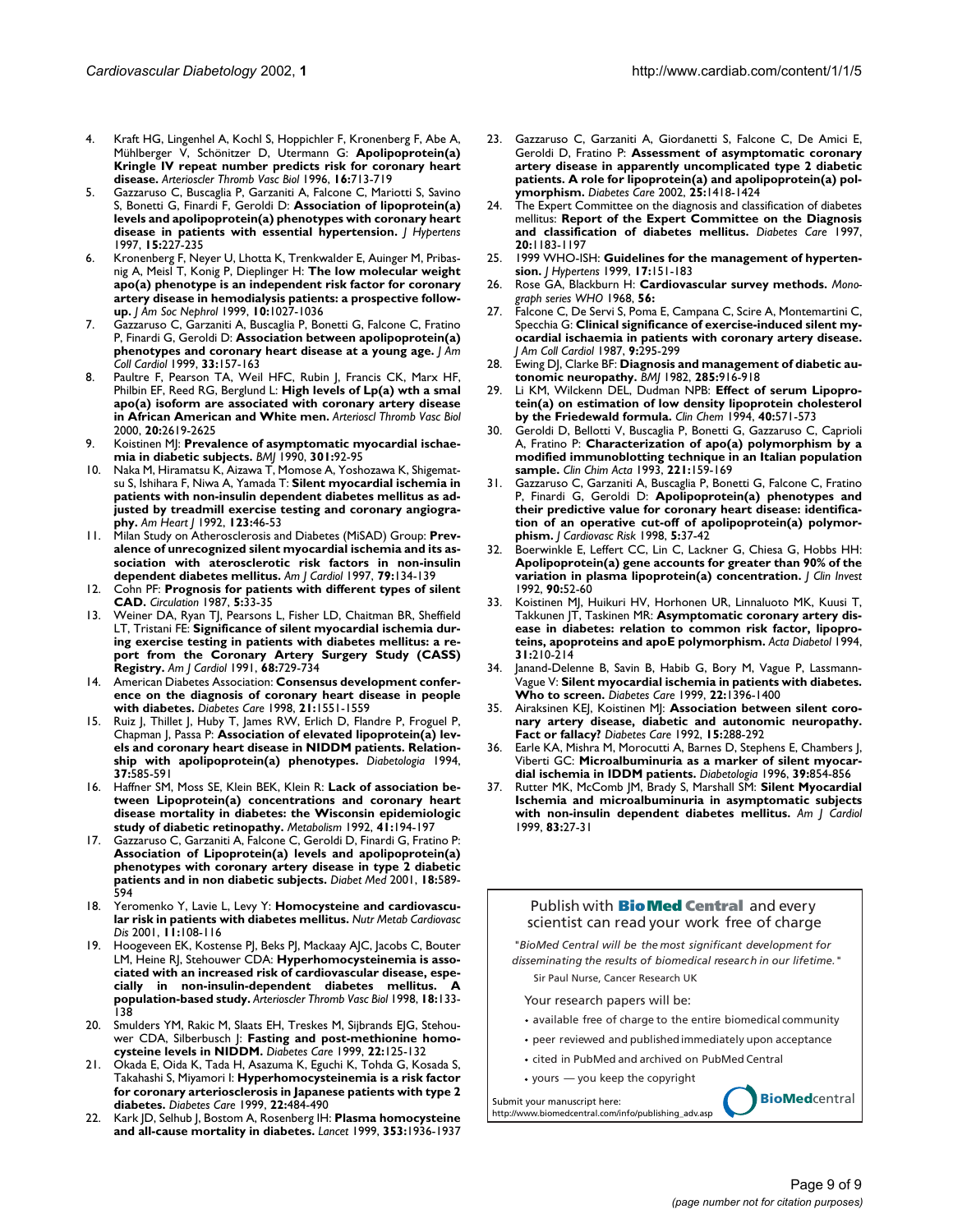4. Kraft HG, Lingenhel A, Kochl S, Hoppichler F, Kronenberg F, Abe A, Mühlberger V, Schönitzer D, Utermann G: **Apolipoprotein(a) Kringle IV repeat number predicts risk for coronary heart disease.** *Arterioscler Thromb Vasc Biol* 1996, **16:**713-719
5. Gazzaruso C, Buscaglia P, Garzaniti A, Falcone C, Mariotti S, Savino S, Bonetti G, Finardi F, Geroldi D: **Association of lipoprotein(a) levels and apolipoprotein(a) phenotypes with coronary heart disease in patients with essential hypertension.** *J Hypertens* 1997, **15:**227-235
6. Kronenberg F, Neyer U, Lhotta K, Trenkwalder E, Auinger M, Pribasnig A, Meisl T, Konig P, Dieplinger H: **The low molecular weight apo(a) phenotype is an independent risk factor for coronary artery disease in hemodialysis patients: a prospective follow-up.** *J Am Soc Nephrol* 1999, **10:**1027-1036
7. Gazzaruso C, Garzaniti A, Buscaglia P, Bonetti G, Falcone C, Fratino P, Finardi G, Geroldi D: **Association between apolipoprotein(a) phenotypes and coronary heart disease at a young age.** *J Am Coll Cardiol* 1999, **33:**157-163
8. Paultre F, Pearson TA, Weil HFC, Rubin J, Francis CK, Marx HF, Philbin EF, Reed RG, Berglund L: **High levels of Lp(a) wth a smal apo(a) isoform are associated with coronary artery disease in African American and White men.** *Arterioscl Thromb Vasc Biol* 2000, **20:**2619-2625
9. Koistinen MJ: **Prevalence of asymptomatic myocardial ischaemia in diabetic subjects.** *BMJ* 1990, **301:**92-95
10. Naka M, Hiramatsu K, Aizawa T, Momose A, Yoshozawa K, Shigematsu S, Ishihara F, Niwa A, Yamada T: **Silent myocardial ischemia in patients with non-insulin dependent diabetes mellitus as adjusted by treadmill exercise testing and coronary angiography.** *Am Heart J* 1992, **123:**46-53
11. Milan Study on Atherosclerosis and Diabetes (MiSAD) Group: **Prevalence of unrecognized silent myocardial ischemia and its association with aterosclerotic risk factors in non-insulin dependent diabetes mellitus.** *Am J Cardiol* 1997, **79:**134-139
12. Cohn PF: **Prognosis for patients with different types of silent CAD.** *Circulation* 1987, **5:**33-35
13. Weiner DA, Ryan TJ, Pearsons L, Fisher LD, Chaitman BR, Sheffield LT, Tristani FE: **Significance of silent myocardial ischemia during exercise testing in patients with diabetes mellitus: a report from the Coronary Artery Surgery Study (CASS) Registry.** *Am J Cardiol* 1991, **68:**729-734
14. American Diabetes Association: **Consensus development conference on the diagnosis of coronary heart disease in people with diabetes.** *Diabetes Care* 1998, **21:**1551-1559
15. Ruiz J, Thillet J, Huby T, James RW, Erlich D, Flandre P, Froguel P, Chapman J, Passa P: **Association of elevated lipoprotein(a) levels and coronary heart disease in NIDDM patients. Relationship with apolipoprotein(a) phenotypes.** *Diabetologia* 1994, **37:**585-591
16. Haffner SM, Moss SE, Klein BEK, Klein R: **Lack of association between Lipoprotein(a) concentrations and coronary heart disease mortality in diabetes: the Wisconsin epidemiologic study of diabetic retinopathy.** *Metabolism* 1992, **41:**194-197
17. Gazzaruso C, Garzaniti A, Falcone C, Geroldi D, Finardi G, Fratino P: **Association of Lipoprotein(a) levels and apolipoprotein(a) phenotypes with coronary artery disease in type 2 diabetic patients and in non diabetic subjects.** *Diabet Med* 2001, **18:**589-594
18. Yeromenko Y, Lavie L, Levy Y: **Homocysteine and cardiovascular risk in patients with diabetes mellitus.** *Nutr Metab Cardiovasc Dis* 2001, **11:**108-116
19. Hoogeveen EK, Kostense PJ, Beks PJ, Mackaay AJC, Jacobs C, Bouter LM, Heine RJ, Stehouwer CDA: **Hyperhomocysteinemia is associated with an increased risk of cardiovascular disease, especially in non-insulin-dependent diabetes mellitus. A population-based study.** *Arterioscler Thromb Vasc Biol* 1998, **18:**133-138
20. Smulders YM, Rakic M, Slaats EH, Treskes M, Sijbrands EJG, Stehouwer CDA, Silberbusch J: **Fasting and post-methionine homocysteine levels in NIDDM.** *Diabetes Care* 1999, **22:**125-132
21. Okada E, Oida K, Tada H, Asazuma K, Eguchi K, Tohda G, Kosada S, Takahashi S, Miyamori I: **Hyperhomocysteinemia is a risk factor for coronary arteriosclerosis in Japanese patients with type 2 diabetes.** *Diabetes Care* 1999, **22:**484-490
22. Kark JD, Selhub J, Bostom A, Rosenberg IH: **Plasma homocysteine and all-cause mortality in diabetes.** *Lancet* 1999, **353:**1936-1937
23. Gazzaruso C, Garzaniti A, Giordanetti S, Falcone C, De Amici E, Geroldi D, Fratino P: **Assessment of asymptomatic coronary artery disease in apparently uncomplicated type 2 diabetic patients. A role for lipoprotein(a) and apolipoprotein(a) polymorphism.** *Diabetes Care* 2002, **25:**1418-1424
24. The Expert Committee on the diagnosis and classification of diabetes mellitus: **Report of the Expert Committee on the Diagnosis and classification of diabetes mellitus.** *Diabetes Care* 1997, **20:**1183-1197
25. 1999 WHO-ISH: **Guidelines for the management of hypertension.** *J Hypertens* 1999, **17:**151-183
26. Rose GA, Blackburn H: **Cardiovascular survey methods.** *Monograph series WHO* 1968, **56:**
27. Falcone C, De Servi S, Poma E, Campana C, Scire A, Montemartini C, Specchia G: **Clinical significance of exercise-induced silent myocardial ischaemia in patients with coronary artery disease.** *J Am Coll Cardiol* 1987, **9:**295-299
28. Ewing DJ, Clarke BF: **Diagnosis and management of diabetic autonomic neuropathy.** *BMJ* 1982, **285:**916-918
29. Li KM, Wilckenn DEL, Dudman NPB: **Effect of serum Lipoprotein(a) on estimation of low density lipoprotein cholesterol by the Friedewald formula.** *Clin Chem* 1994, **40:**571-573
30. Geroldi D, Bellotti V, Buscaglia P, Bonetti G, Gazzaruso C, Caprioli A, Fratino P: **Characterization of apo(a) polymorphism by a modified immunoblotting technique in an Italian population sample.** *Clin Chim Acta* 1993, **221:**159-169
31. Gazzaruso C, Garzaniti A, Buscaglia P, Bonetti G, Falcone C, Fratino P, Finardi G, Geroldi D: **Apolipoprotein(a) phenotypes and their predictive value for coronary heart disease: identification of an operative cut-off of apolipoprotein(a) polymorphism.** *J Cardiovasc Risk* 1998, **5:**37-42
32. Boerwinkle E, Leffert CC, Lin C, Lackner G, Chiesa G, Hobbs HH: **Apolipoprotein(a) gene accounts for greater than 90% of the variation in plasma lipoprotein(a) concentration.** *J Clin Invest* 1992, **90:**52-60
33. Koistinen MJ, Huikuri HV, Horhonen UR, Linnaluoto MK, Kuusi T, Takkunen JT, Taskinen MR: **Asymptomatic coronary artery disease in diabetes: relation to common risk factor, lipoproteins, apoproteins and apoE polymorphism.** *Acta Diabetol* 1994, **31:**210-214
34. Janand-Delenne B, Savin B, Habib G, Bory M, Vague P, Lassmann-Vague V: **Silent myocardial ischemia in patients with diabetes. Who to screen.** *Diabetes Care* 1999, **22:**1396-1400
35. Airaksinen KEJ, Koistinen MJ: **Association between silent coronary artery disease, diabetic and autonomic neuropathy. Fact or fallacy?** *Diabetes Care* 1992, **15:**288-292
36. Earle KA, Mishra M, Morocutti A, Barnes D, Stephens E, Chambers J, Viberti GC: **Microalbuminuria as a marker of silent myocardial ischemia in IDDM patients.** *Diabetologia* 1996, **39:**854-856
37. Rutter MK, McComb JM, Brady S, Marshall SM: **Silent Myocardial Ischemia and microalbuminuria in asymptomatic subjects with non-insulin dependent diabetes mellitus.** *Am J Cardiol* 1999, **83:**27-31

Publish with **BioMed Central** and every scientist can read your work free of charge

*"BioMed Central will be the most significant development for disseminating the results of biomedical research in our lifetime."*

Sir Paul Nurse, Cancer Research UK

Your research papers will be:

- available free of charge to the entire biomedical community
- peer reviewed and published immediately upon acceptance
- cited in PubMed and archived on PubMed Central
- yours — you keep the copyright

Submit your manuscript here:
http://www.biomedcentral.com/info/publishing_adv.asp

BioMedcentral